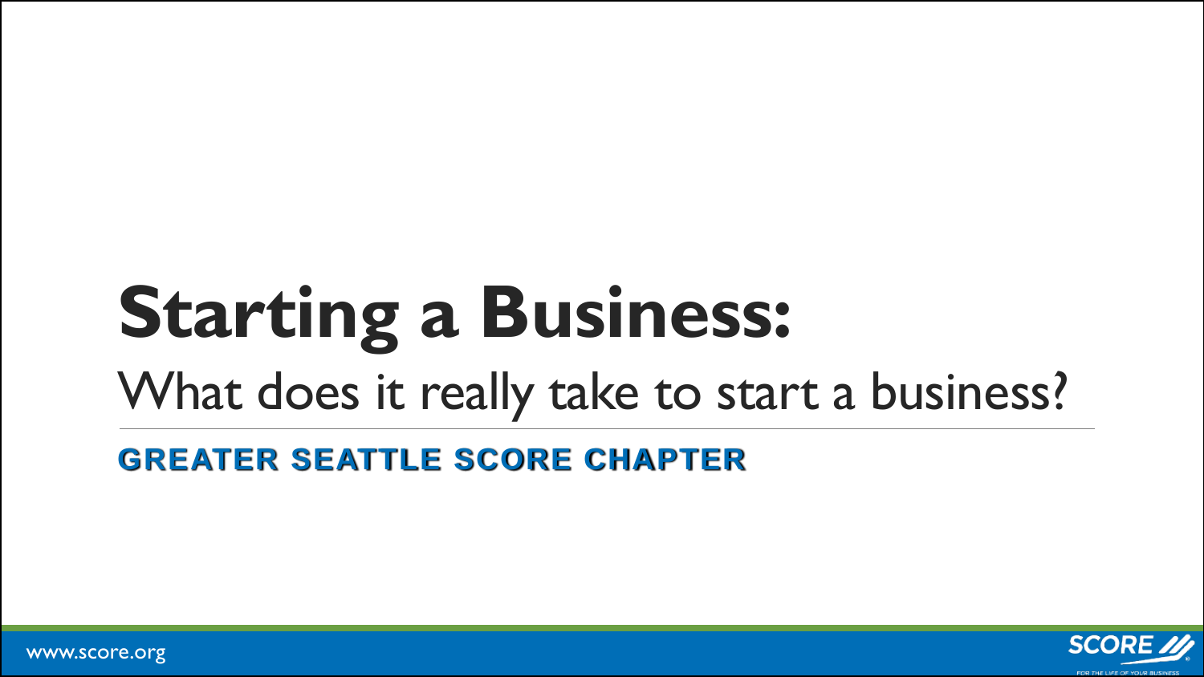# Starting a Business:

## What does it really take to start a business?

**GREATER SEATTLE SCORE CHAPTER**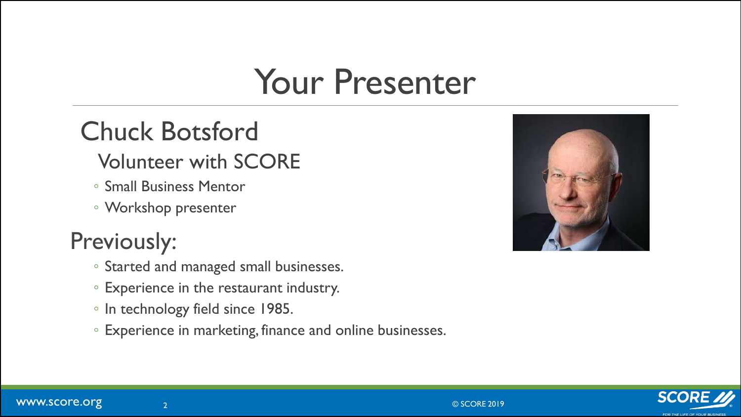# Your Presenter

## Chuck Botsford

### Volunteer with SCORE

- Small Business Mentor
- Workshop presenter

## Previously:

- Started and managed small businesses.
- Experience in the restaurant industry.
- In technology field since 1985.
- Experience in marketing, finance and online businesses.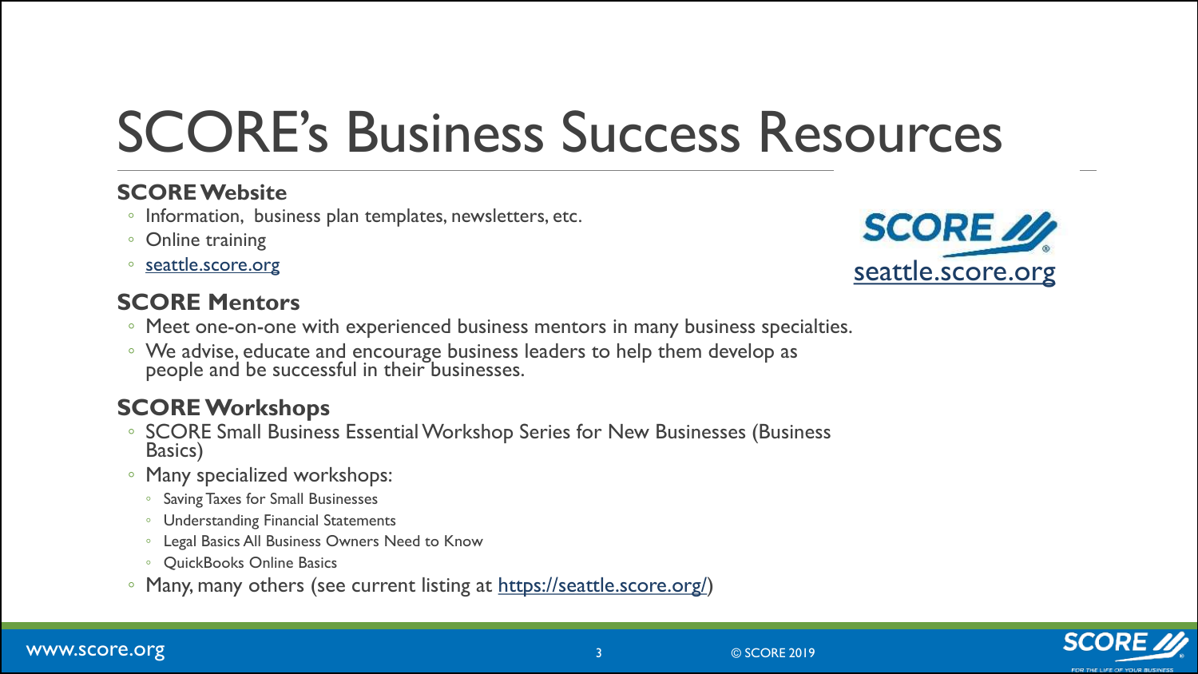# SCORE's Business Success Resources

### SCORE Website

- Information, business plan templates, newsletters, etc.
- Online training
- seattle.score.org

### SCORE Mentors

- Meet one-on-one with experienced business mentors in many business specialties.
- We advise, educate and encourage business leaders to help them develop as people and be successful in their businesses.

### SCORE Workshops

- SCORE Small Business Essential Workshop Series for New Businesses (Business Basics)
- Many specialized workshops:
  - Saving Taxes for Small Businesses
  - Understanding Financial Statements
  - Legal Basics All Business Owners Need to Know
  - QuickBooks Online Basics
- Many, many others (see current listing at https://seattle.score.org/)

SCORE
seattle.score.org

www.score.org

© SCORE 2019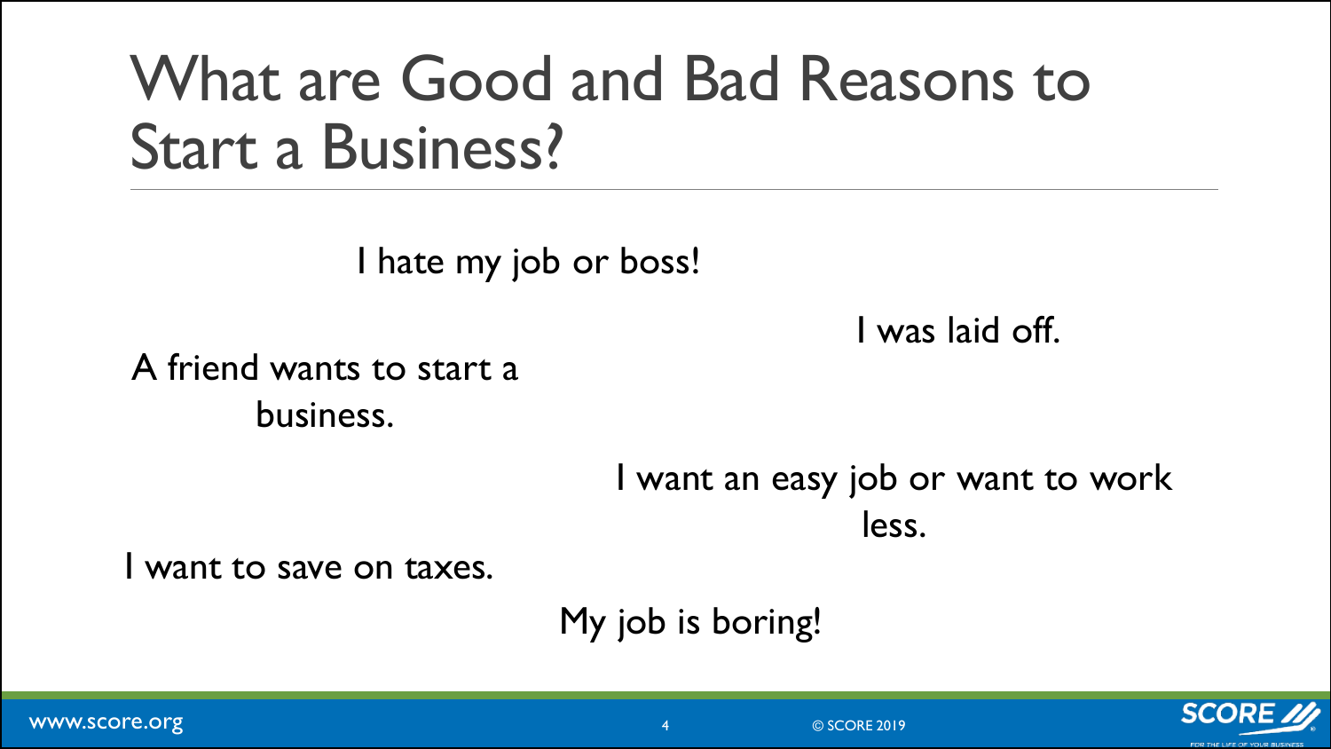# What are Good and Bad Reasons to Start a Business?

I hate my job or boss!

I was laid off.

A friend wants to start a business.

I want an easy job or want to work less.

I want to save on taxes.

My job is boring!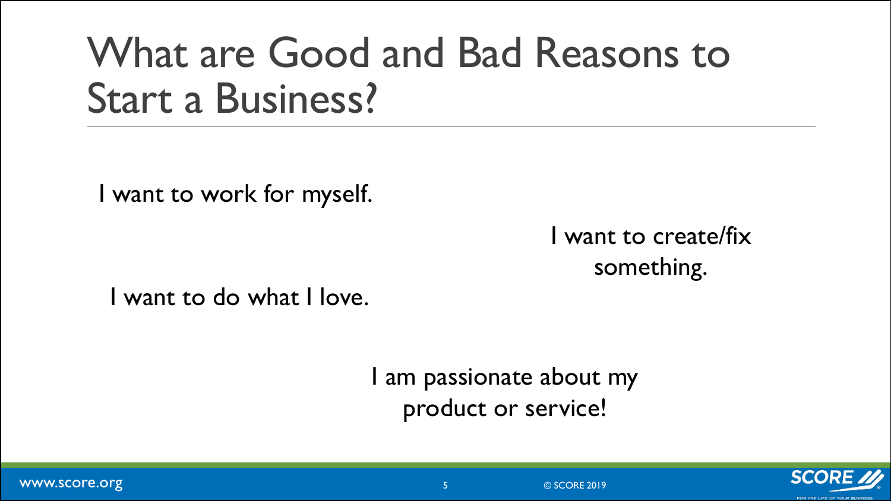# What are Good and Bad Reasons to Start a Business?

I want to work for myself.

I want to create/fix something.

I want to do what I love.

I am passionate about my product or service!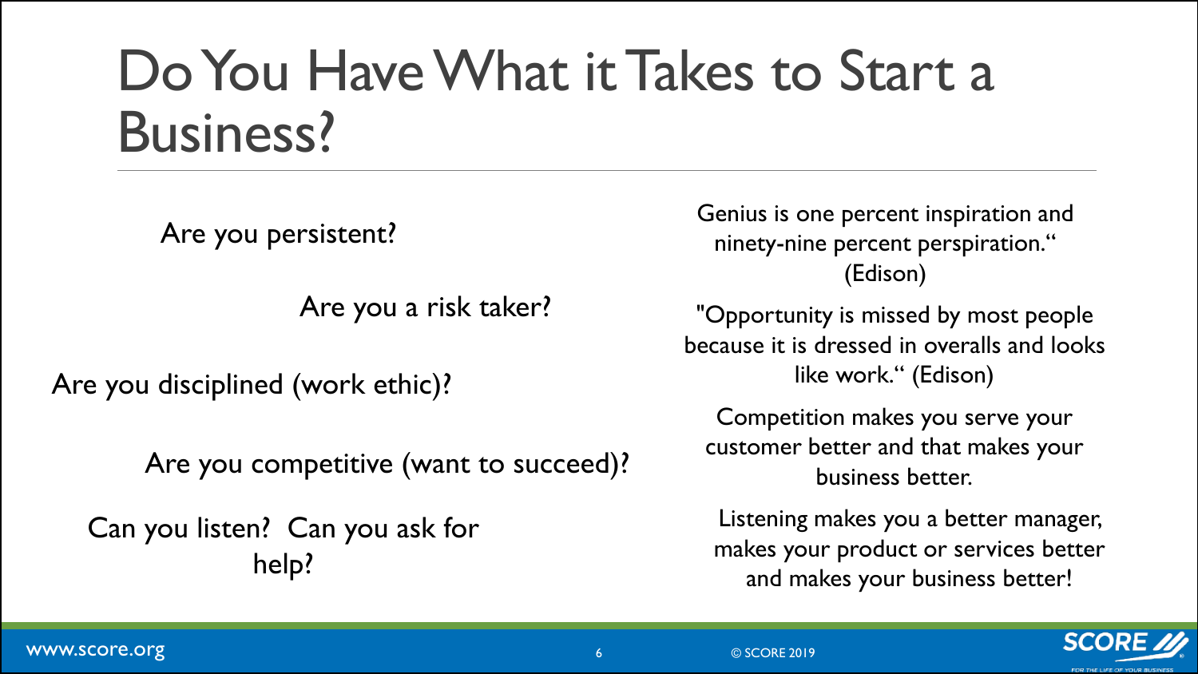# Do You Have What it Takes to Start a Business?

Are you persistent?

Are you a risk taker?

Are you disciplined (work ethic)?

Are you competitive (want to succeed)?

Can you listen? Can you ask for help?

Genius is one percent inspiration and ninety-nine percent perspiration.“ (Edison)

"Opportunity is missed by most people because it is dressed in overalls and looks like work.“ (Edison)

Competition makes you serve your customer better and that makes your business better.

Listening makes you a better manager, makes your product or services better and makes your business better!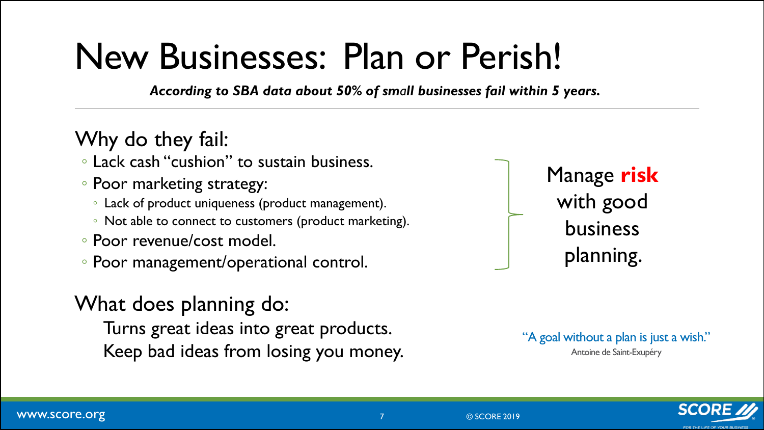# New Businesses: Plan or Perish!

***According to SBA data about 50% of small businesses fail within 5 years.***

---

## Why do they fail:

- Lack cash "cushion" to sustain business.
- Poor marketing strategy:
  - Lack of product uniqueness (product management).
  - Not able to connect to customers (product marketing).
- Poor revenue/cost model.
- Poor management/operational control.

Manage **risk** with good business planning.

## What does planning do:

Turns great ideas into great products.
Keep bad ideas from losing you money.

"A goal without a plan is just a wish."
Antoine de Saint-Exupéry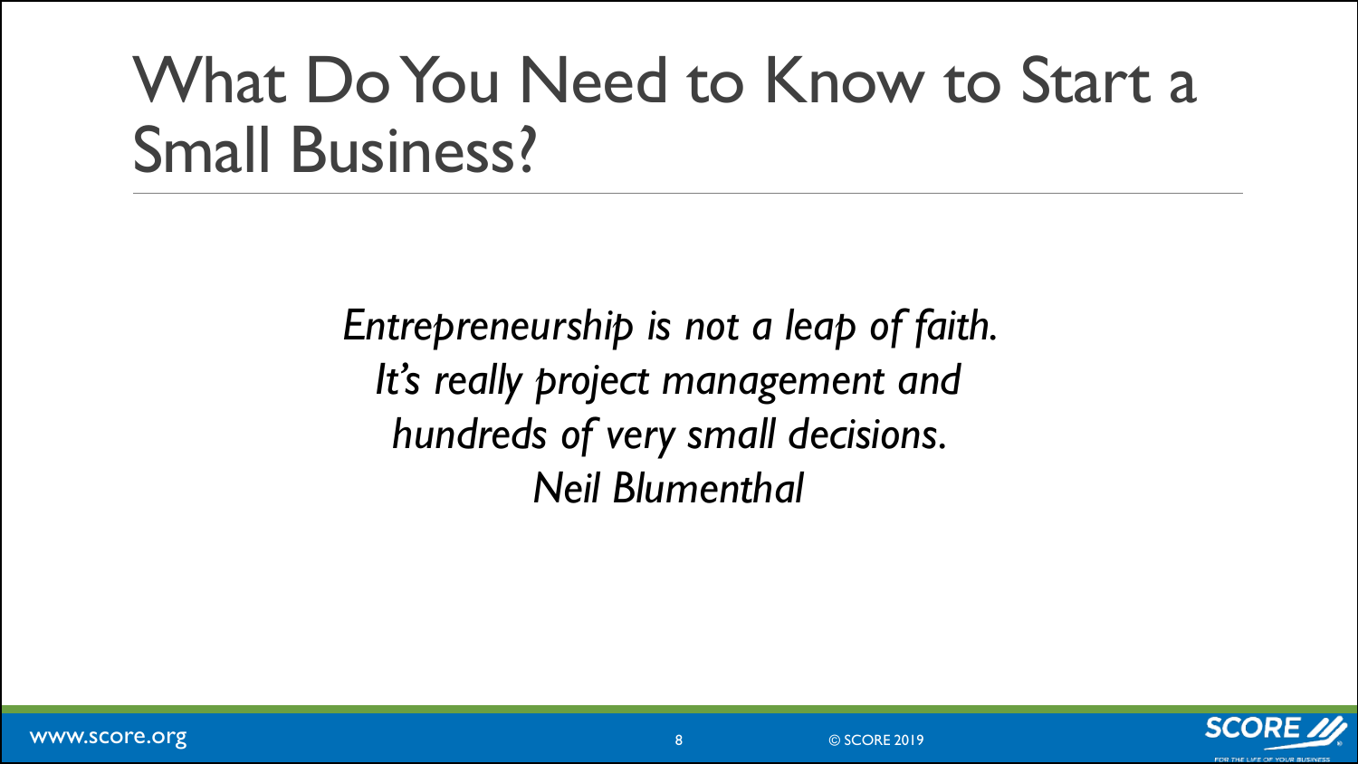# What Do You Need to Know to Start a Small Business?

*Entrepreneurship is not a leap of faith.*
*It's really project management and*
*hundreds of very small decisions.*
*Neil Blumenthal*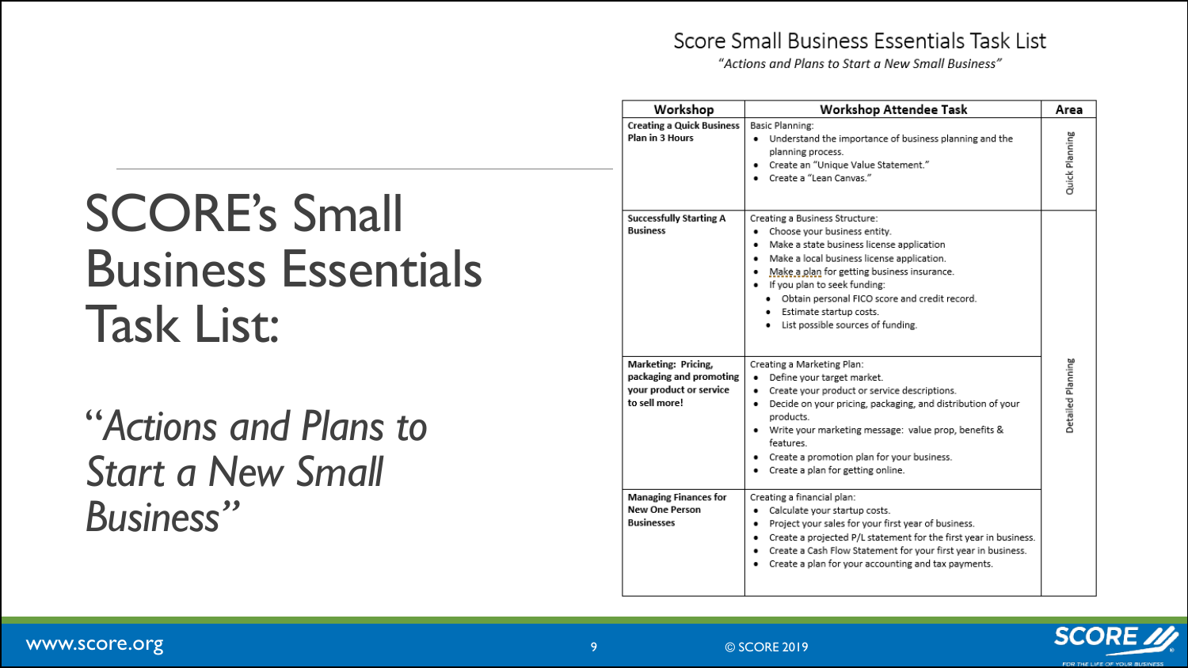# SCORE's Small Business Essentials Task List:

*"Actions and Plans to Start a New Small Business"*

## Score Small Business Essentials Task List

*"Actions and Plans to Start a New Small Business"*

| Workshop | Workshop Attendee Task | Area |
|---|---|---|
| **Creating a Quick Business Plan in 3 Hours** | Basic Planning:<br>• Understand the importance of business planning and the planning process.<br>• Create an "Unique Value Statement."<br>• Create a "Lean Canvas." | Quick Planning |
| **Successfully Starting A Business** | Creating a Business Structure:<br>• Choose your business entity.<br>• Make a state business license application<br>• Make a local business license application.<br>• Make a plan for getting business insurance.<br>• If you plan to seek funding:<br>&nbsp;&nbsp;• Obtain personal FICO score and credit record.<br>&nbsp;&nbsp;• Estimate startup costs.<br>&nbsp;&nbsp;• List possible sources of funding. | Detailed Planning |
| **Marketing: Pricing, packaging and promoting your product or service to sell more!** | Creating a Marketing Plan:<br>• Define your target market.<br>• Create your product or service descriptions.<br>• Decide on your pricing, packaging, and distribution of your products.<br>• Write your marketing message: value prop, benefits & features.<br>• Create a promotion plan for your business.<br>• Create a plan for getting online. | |
| **Managing Finances for New One Person Businesses** | Creating a financial plan:<br>• Calculate your startup costs.<br>• Project your sales for your first year of business.<br>• Create a projected P/L statement for the first year in business.<br>• Create a Cash Flow Statement for your first year in business.<br>• Create a plan for your accounting and tax payments. | |

www.score.org

© SCORE 2019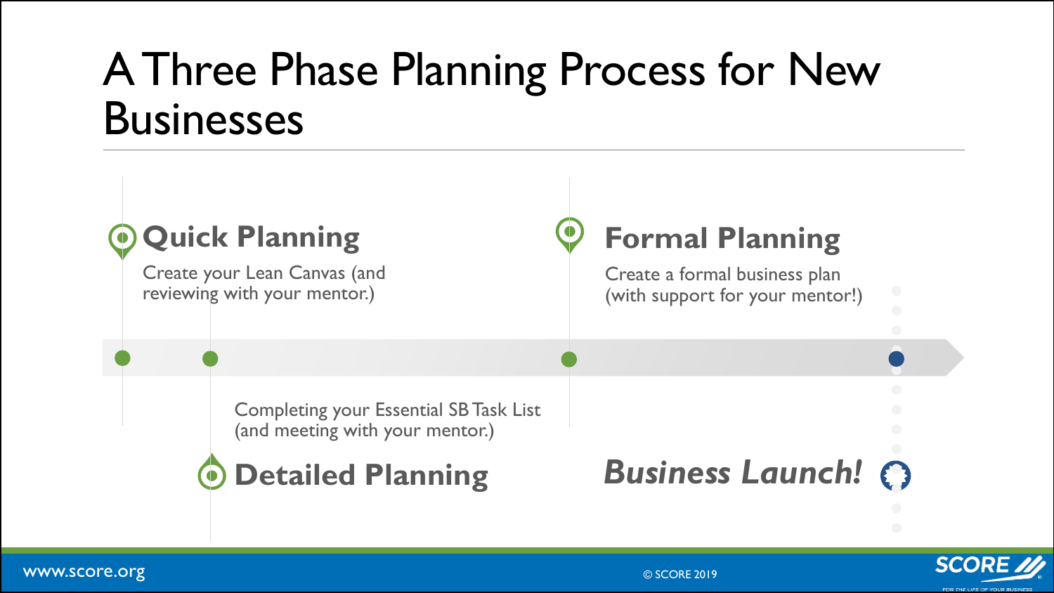# A Three Phase Planning Process for New Businesses

### Quick Planning

Create your Lean Canvas (and reviewing with your mentor.)

### Detailed Planning

Completing your Essential SB Task List (and meeting with your mentor.)

### Formal Planning

Create a formal business plan (with support for your mentor!)

### *Business Launch!*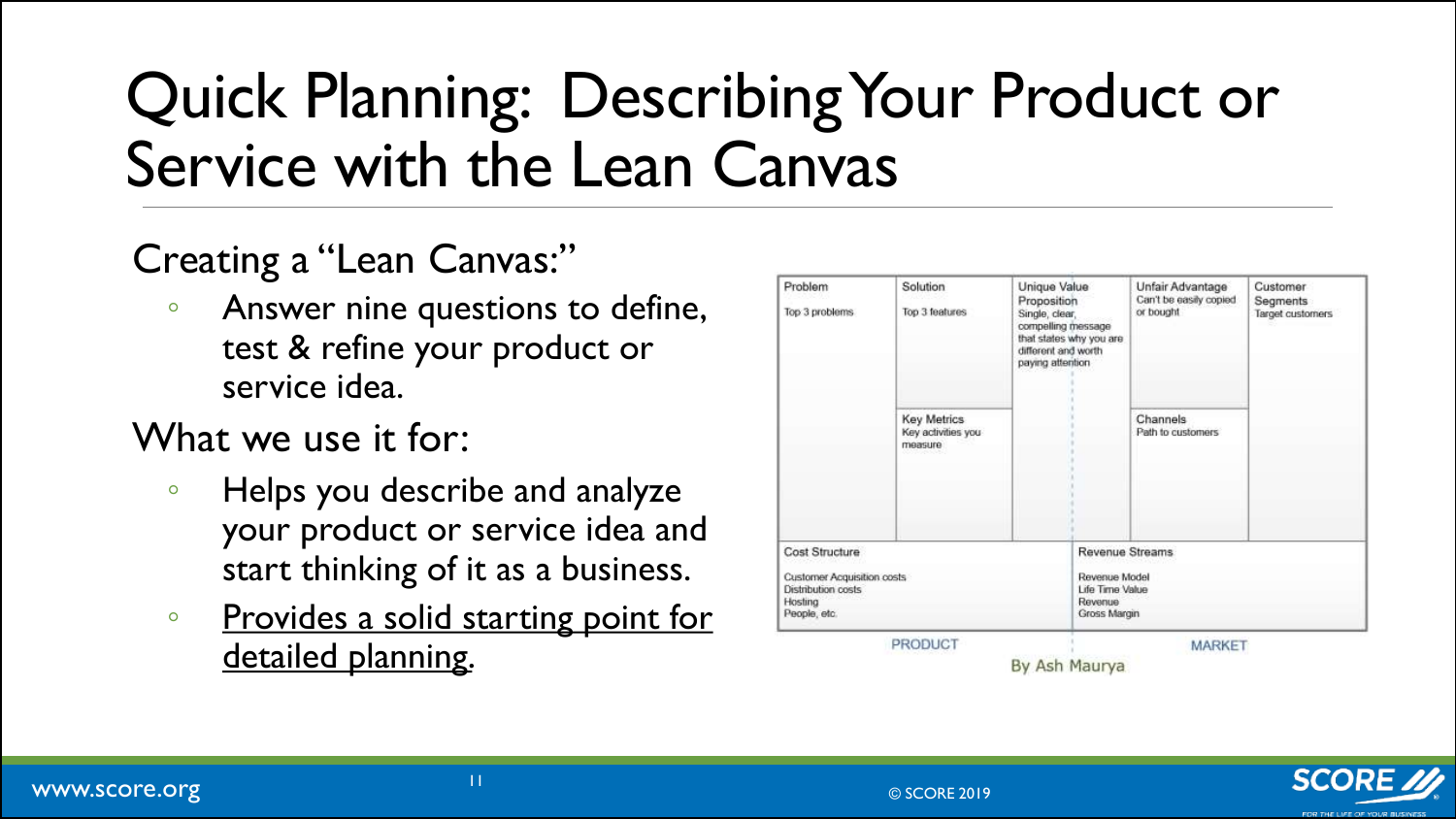# Quick Planning: Describing Your Product or Service with the Lean Canvas

Creating a "Lean Canvas:"

- Answer nine questions to define, test & refine your product or service idea.

What we use it for:

- Helps you describe and analyze your product or service idea and start thinking of it as a business.
- Provides a solid starting point for detailed planning.

| Problem | Solution | Unique Value Proposition | Unfair Advantage | Customer Segments |
| --- | --- | --- | --- | --- |
| Top 3 problems | Top 3 features | Single, clear, compelling message that states why you are different and worth paying attention | Can't be easily copied or bought | Target customers |
| | Key Metrics<br>Key activities you measure | | Channels<br>Path to customers | |

| Cost Structure | Revenue Streams |
| --- | --- |
| Customer Acquisition costs<br>Distribution costs<br>Hosting<br>People, etc. | Revenue Model<br>Life Time Value<br>Revenue<br>Gross Margin |

PRODUCT MARKET

By Ash Maurya

www.score.org

© SCORE 2019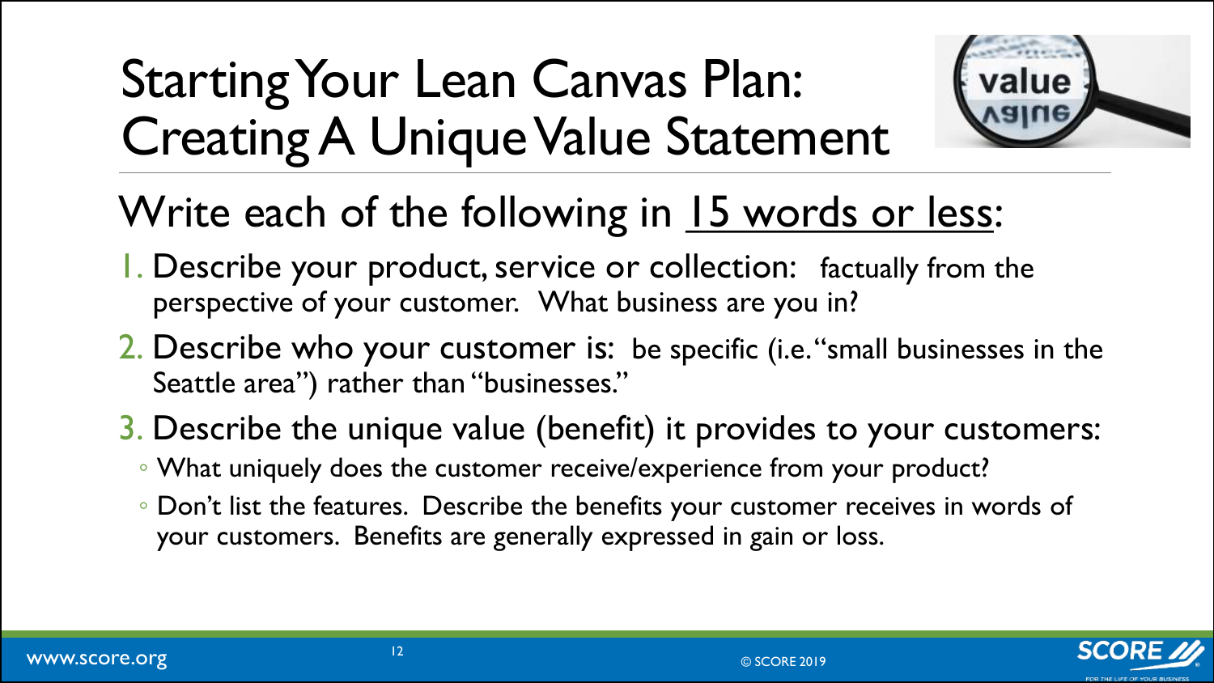# Starting Your Lean Canvas Plan: Creating A Unique Value Statement

## Write each of the following in <u>15 words or less</u>:

1. Describe your product, service or collection: factually from the perspective of your customer. What business are you in?
2. Describe who your customer is: be specific (i.e. "small businesses in the Seattle area") rather than "businesses."
3. Describe the unique value (benefit) it provides to your customers:
   - What uniquely does the customer receive/experience from your product?
   - Don't list the features. Describe the benefits your customer receives in words of your customers. Benefits are generally expressed in gain or loss.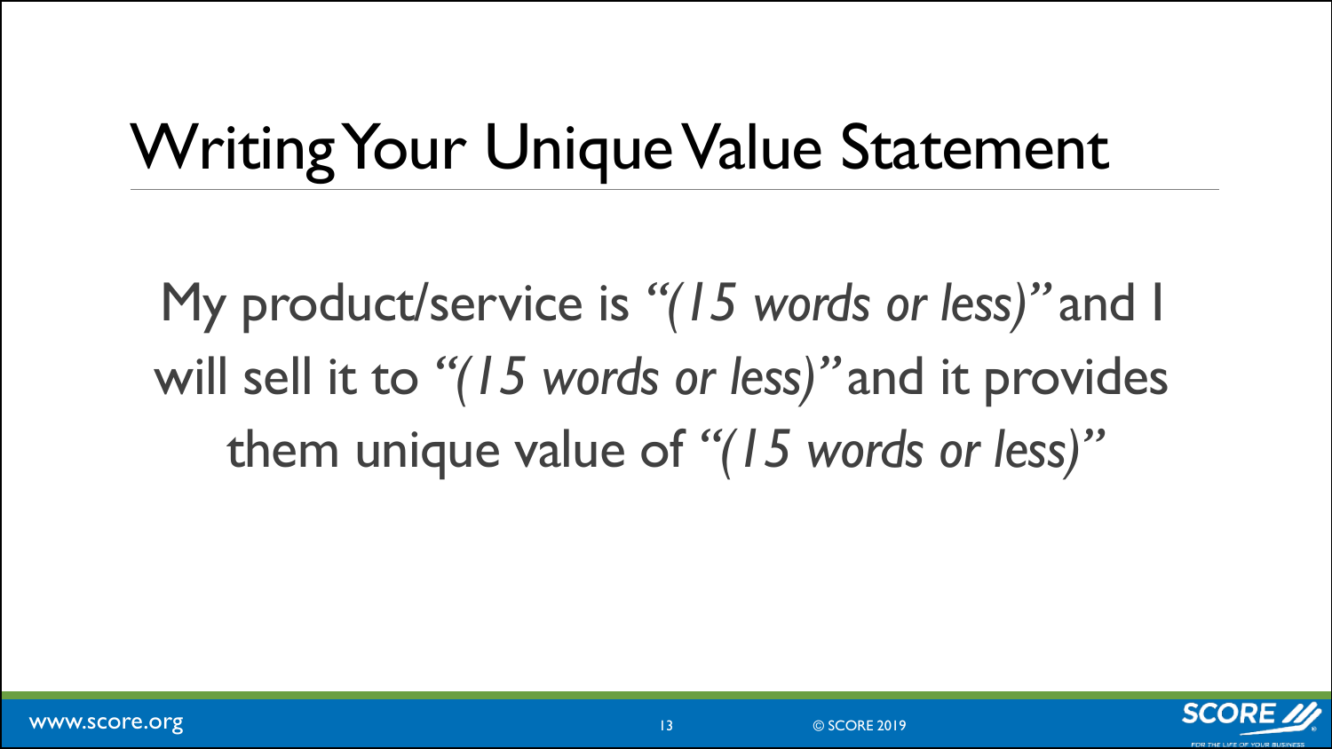# Writing Your Unique Value Statement

My product/service is *"(15 words or less)"* and I will sell it to *"(15 words or less)"* and it provides them unique value of *"(15 words or less)"*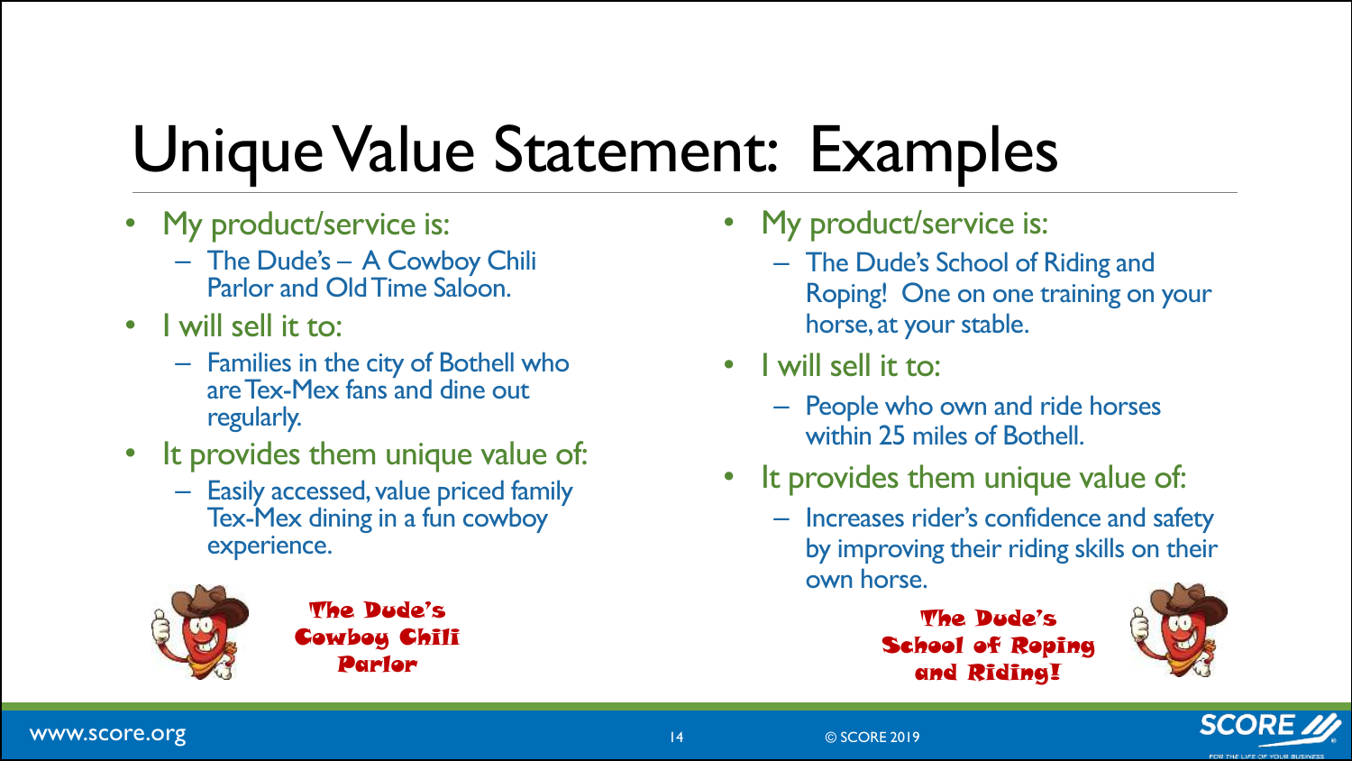# Unique Value Statement: Examples

- My product/service is:
  - The Dude's – A Cowboy Chili Parlor and Old Time Saloon.
- I will sell it to:
  - Families in the city of Bothell who are Tex-Mex fans and dine out regularly.
- It provides them unique value of:
  - Easily accessed, value priced family Tex-Mex dining in a fun cowboy experience.

The Dude's Cowboy Chili Parlor

- My product/service is:
  - The Dude's School of Riding and Roping! One on one training on your horse, at your stable.
- I will sell it to:
  - People who own and ride horses within 25 miles of Bothell.
- It provides them unique value of:
  - Increases rider's confidence and safety by improving their riding skills on their own horse.

The Dude's School of Roping and Riding!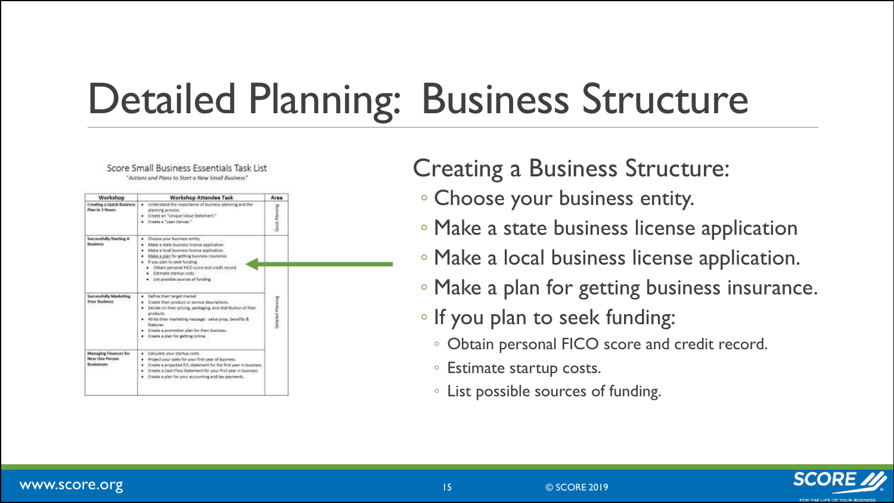# Detailed Planning: Business Structure

Score Small Business Essentials Task List

*"Actions and Plans to Start a New Small Business"*

| Workshop | Workshop Attendee Task | Area |
| --- | --- | --- |
| Creating a Quick Business Plan in 3 Hours | • Understand the importance of business planning and the planning process.<br>• Create an "Unique Value Statement."<br>• Create a "Lean Canvas." | Quick Planning |
| Successfully Starting A Business | • Choose your business entity.<br>• Make a state business license application<br>• Make a local business license application.<br>• Make a plan for getting business insurance.<br>• If you plan to seek funding:<br>  • Obtain personal FICO score and credit record.<br>  • Estimate startup costs.<br>  • List possible sources of funding. | |
| Successfully Marketing Your Business | • Define their target market.<br>• Create their product or service descriptions.<br>• Decide on their pricing, packaging, and distribution of their products.<br>• Write their marketing message: value prop, benefits & features.<br>• Create a promotion plan for their business.<br>• Create a plan for getting online. | Detailed Planning |
| Managing Finances for New One Person Businesses | • Calculate your startup costs.<br>• Project your sales for your first year of business.<br>• Create a projected P/L statement for the first year in business.<br>• Create a Cash Flow Statement for your first year in business.<br>• Create a plan for your accounting and tax payments. | |

Creating a Business Structure:

- Choose your business entity.
- Make a state business license application
- Make a local business license application.
- Make a plan for getting business insurance.
- If you plan to seek funding:
  - Obtain personal FICO score and credit record.
  - Estimate startup costs.
  - List possible sources of funding.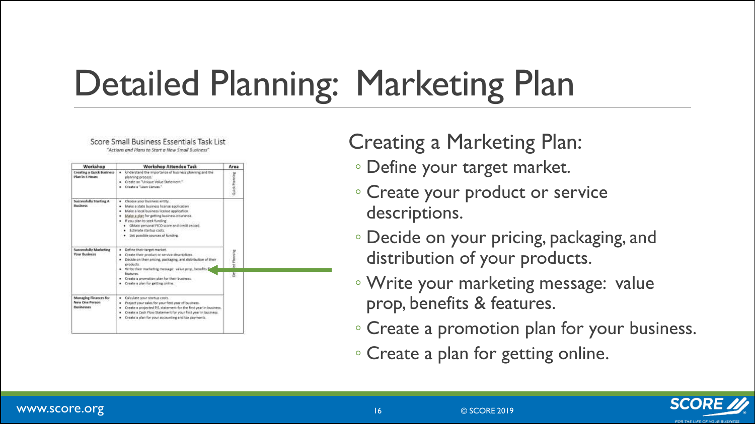# Detailed Planning: Marketing Plan

Score Small Business Essentials Task List

*"Actions and Plans to Start a New Small Business"*

| Workshop | Workshop Attendee Task | Area |
|---|---|---|
| Creating a Quick Business Plan in 3 Hours | • Understand the importance of business planning and the planning process.<br>• Create an "Unique Value Statement."<br>• Create a "Lean Canvas." | Quick Planning |
| Successfully Starting A Business | • Choose your business entity.<br>• Make a state business license application.<br>• Make a local business license application.<br>• Make a plan for getting business insurance.<br>• If you plan to seek funding:<br>&nbsp;&nbsp;• Obtain personal FICO score and credit record.<br>&nbsp;&nbsp;• Estimate startup costs.<br>&nbsp;&nbsp;• List possible sources of funding. | |
| Successfully Marketing Your Business | • Define their target market.<br>• Create their product or service descriptions.<br>• Decide on their pricing, packaging, and distribution of their products.<br>• Write their marketing message: value prop, benefits & features.<br>• Create a promotion plan for their business.<br>• Create a plan for getting online. | Detailed Planning |
| Managing Finances for New One Person Businesses | • Calculate your startup costs.<br>• Project your sales for your first year of business.<br>• Create a projected P/L statement for the first year in business.<br>• Create a Cash Flow Statement for your first year in business.<br>• Create a plan for your accounting and tax payments. | |

Creating a Marketing Plan:

- Define your target market.
- Create your product or service descriptions.
- Decide on your pricing, packaging, and distribution of your products.
- Write your marketing message: value prop, benefits & features.
- Create a promotion plan for your business.
- Create a plan for getting online.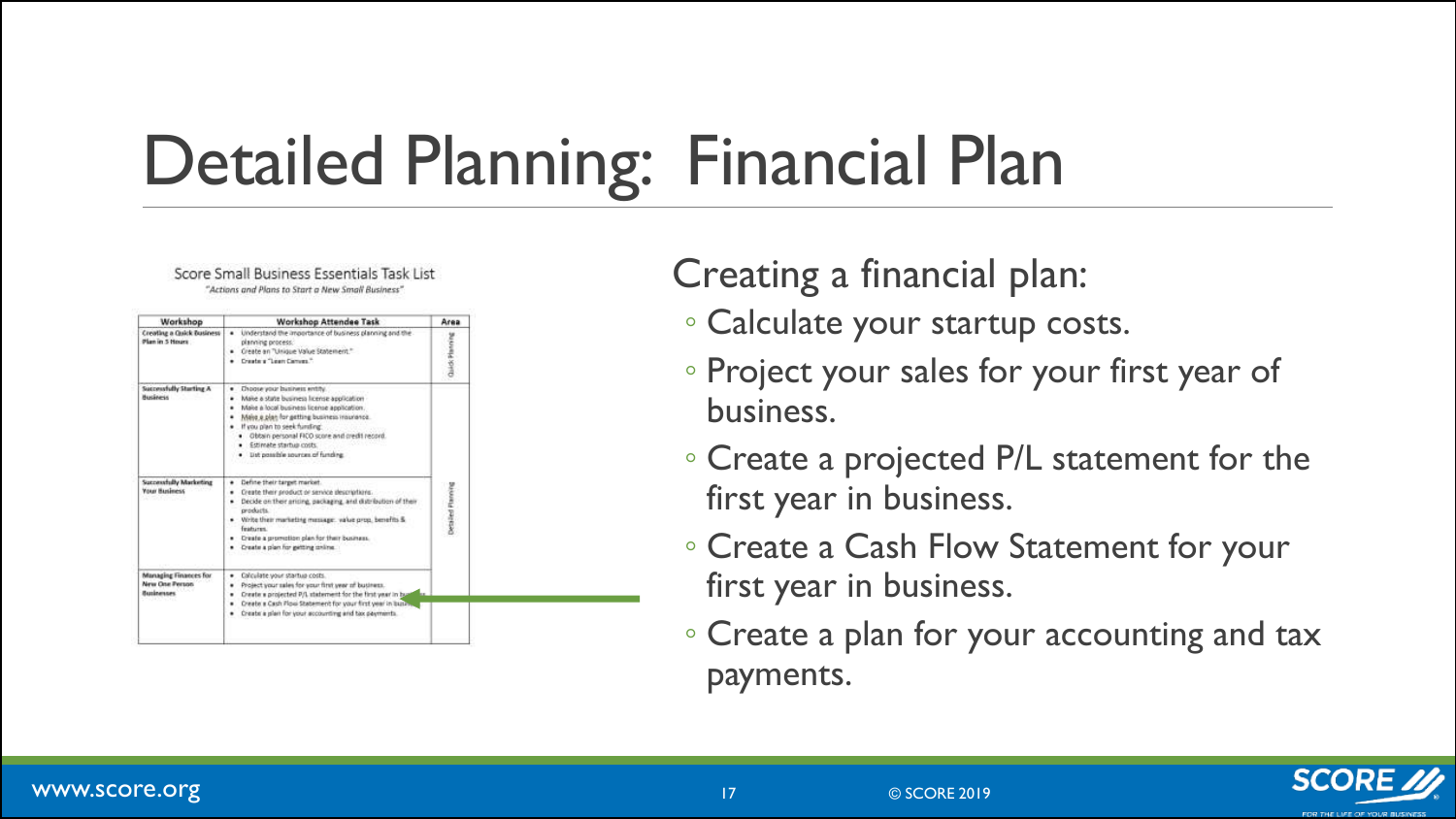# Detailed Planning: Financial Plan

Score Small Business Essentials Task List

*"Actions and Plans to Start a New Small Business"*

| Workshop | Workshop Attendee Task | Area |
|---|---|---|
| Creating a Quick Business Plan in 3 Hours | • Understand the importance of business planning and the planning process.<br>• Create an "Unique Value Statement."<br>• Create a "Lean Canvas." | Quick Planning |
| Successfully Starting A Business | • Choose your business entity.<br>• Make a state business license application.<br>• Make a local business license application.<br>• Make a plan for getting business insurance.<br>• If you plan to seek funding:<br>  • Obtain personal FICO score and credit record.<br>  • Estimate startup costs.<br>  • List possible sources of funding. | Detailed Planning |
| Successfully Marketing Your Business | • Define their target market.<br>• Create their product or service descriptions.<br>• Decide on their pricing, packaging, and distribution of their products.<br>• Write their marketing message: value prop, benefits & features.<br>• Create a promotion plan for their business.<br>• Create a plan for getting online. | |
| Managing Finances for New One Person Businesses | • Calculate your startup costs.<br>• Project your sales for your first year of business.<br>• Create a projected P/L statement for the first year in business.<br>• Create a Cash Flow Statement for your first year in business.<br>• Create a plan for your accounting and tax payments. | |

Creating a financial plan:

- Calculate your startup costs.
- Project your sales for your first year of business.
- Create a projected P/L statement for the first year in business.
- Create a Cash Flow Statement for your first year in business.
- Create a plan for your accounting and tax payments.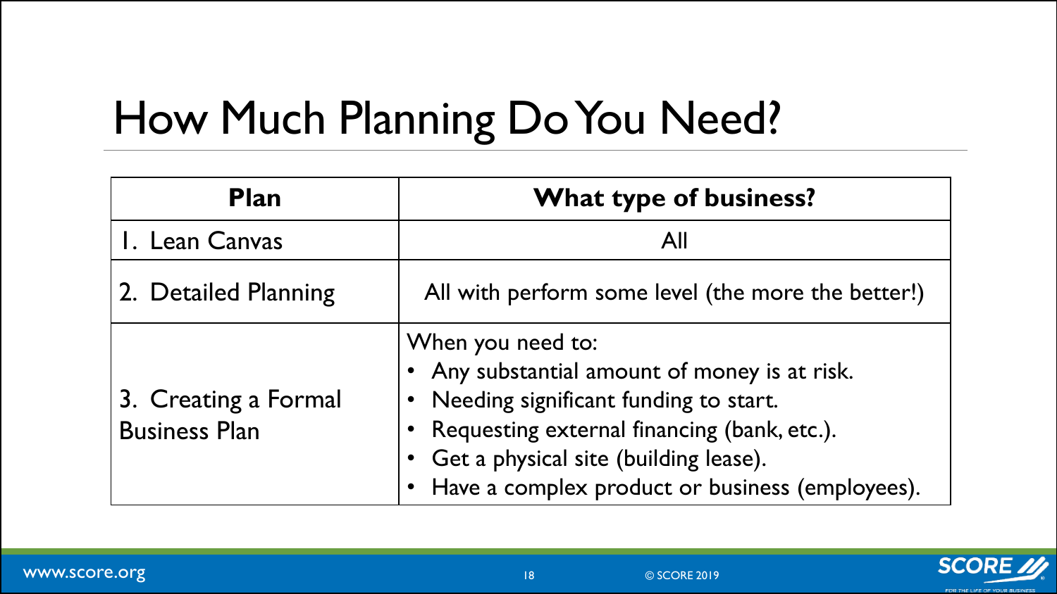# How Much Planning Do You Need?

| Plan | What type of business? |
| --- | --- |
| 1. Lean Canvas | All |
| 2. Detailed Planning | All with perform some level (the more the better!) |
| 3. Creating a Formal Business Plan | When you need to:<br>• Any substantial amount of money is at risk.<br>• Needing significant funding to start.<br>• Requesting external financing (bank, etc.).<br>• Get a physical site (building lease).<br>• Have a complex product or business (employees). |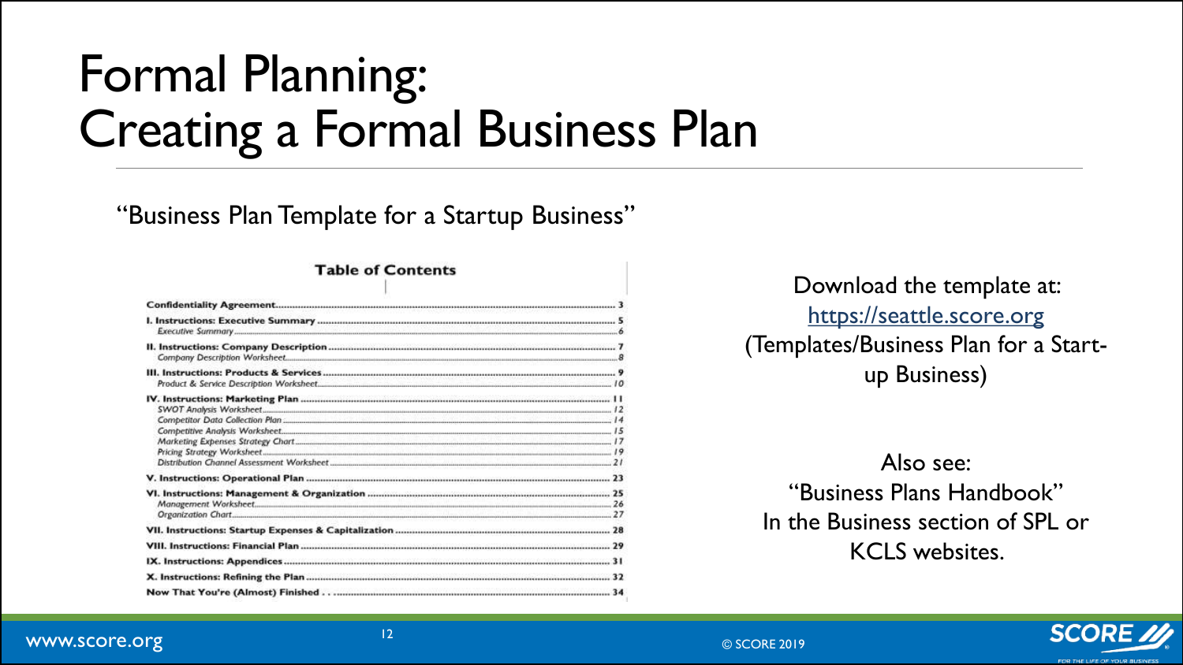# Formal Planning: Creating a Formal Business Plan

"Business Plan Template for a Startup Business"

**Table of Contents**

| | |
|---|---|
| **Confidentiality Agreement** | 3 |
| **I. Instructions: Executive Summary** | 5 |
| *Executive Summary* | *6* |
| **II. Instructions: Company Description** | 7 |
| *Company Description Worksheet* | *8* |
| **III. Instructions: Products & Services** | 9 |
| *Product & Service Description Worksheet* | *10* |
| **IV. Instructions: Marketing Plan** | 11 |
| *SWOT Analysis Worksheet* | *12* |
| *Competitor Data Collection Plan* | *14* |
| *Competitive Analysis Worksheet* | *15* |
| *Marketing Expenses Strategy Chart* | *17* |
| *Pricing Strategy Worksheet* | *19* |
| *Distribution Channel Assessment Worksheet* | *21* |
| **V. Instructions: Operational Plan** | 23 |
| **VI. Instructions: Management & Organization** | 25 |
| *Management Worksheet* | *26* |
| *Organization Chart* | *27* |
| **VII. Instructions: Startup Expenses & Capitalization** | 28 |
| **VIII. Instructions: Financial Plan** | 29 |
| **IX. Instructions: Appendices** | 31 |
| **X. Instructions: Refining the Plan** | 32 |
| **Now That You're (Almost) Finished . . .** | 34 |

Download the template at:
https://seattle.score.org
(Templates/Business Plan for a Start-up Business)

Also see:
"Business Plans Handbook"
In the Business section of SPL or KCLS websites.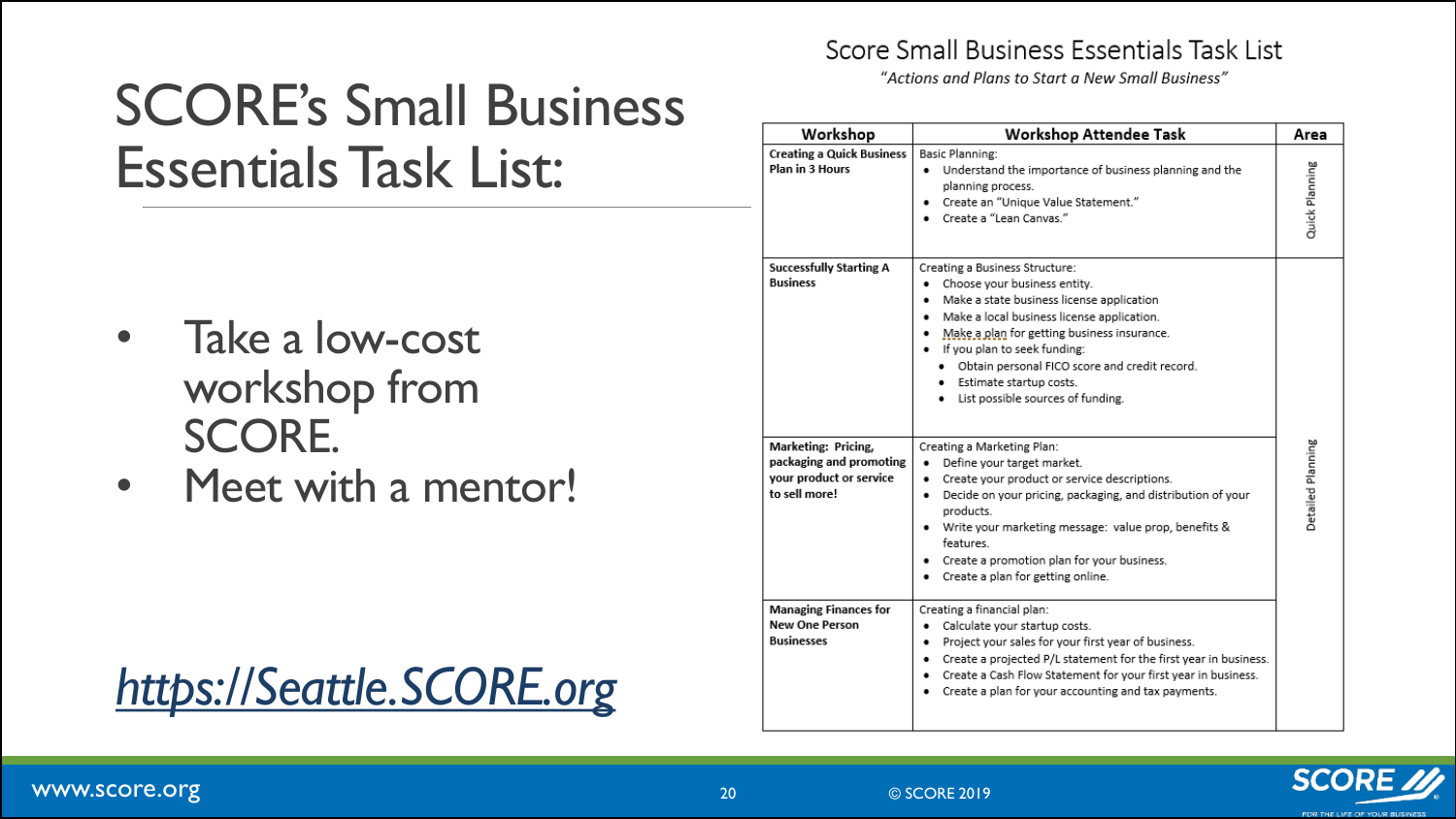# SCORE's Small Business Essentials Task List:

- Take a low-cost workshop from SCORE.
- Meet with a mentor!

https://Seattle.SCORE.org

## Score Small Business Essentials Task List

*"Actions and Plans to Start a New Small Business"*

| Workshop | Workshop Attendee Task | Area |
|---|---|---|
| **Creating a Quick Business Plan in 3 Hours** | Basic Planning:<br>• Understand the importance of business planning and the planning process.<br>• Create an "Unique Value Statement."<br>• Create a "Lean Canvas." | Quick Planning |
| **Successfully Starting A Business** | Creating a Business Structure:<br>• Choose your business entity.<br>• Make a state business license application<br>• Make a local business license application.<br>• Make a plan for getting business insurance.<br>• If you plan to seek funding:<br>  • Obtain personal FICO score and credit record.<br>  • Estimate startup costs.<br>  • List possible sources of funding. | Detailed Planning |
| **Marketing: Pricing, packaging and promoting your product or service to sell more!** | Creating a Marketing Plan:<br>• Define your target market.<br>• Create your product or service descriptions.<br>• Decide on your pricing, packaging, and distribution of your products.<br>• Write your marketing message: value prop, benefits & features.<br>• Create a promotion plan for your business.<br>• Create a plan for getting online. | |
| **Managing Finances for New One Person Businesses** | Creating a financial plan:<br>• Calculate your startup costs.<br>• Project your sales for your first year of business.<br>• Create a projected P/L statement for the first year in business.<br>• Create a Cash Flow Statement for your first year in business.<br>• Create a plan for your accounting and tax payments. | |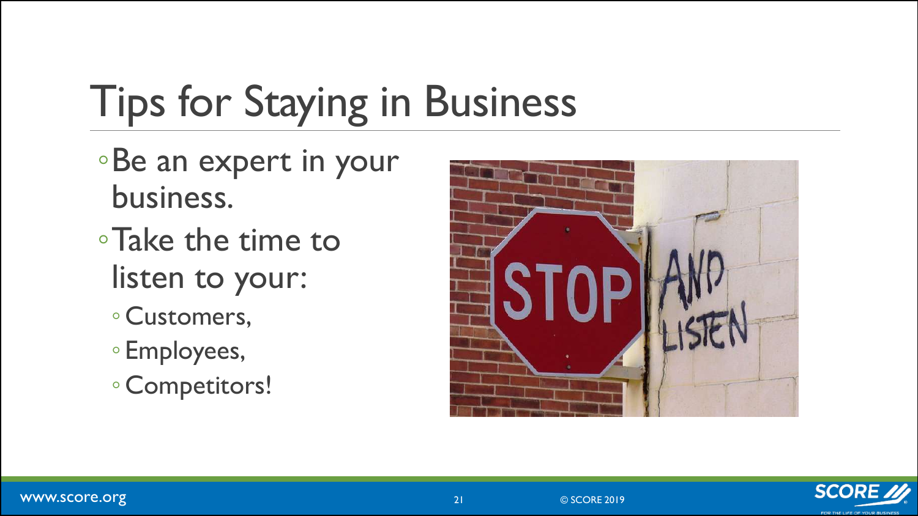# Tips for Staying in Business

- Be an expert in your business.
- Take the time to listen to your:
  - Customers,
  - Employees,
  - Competitors!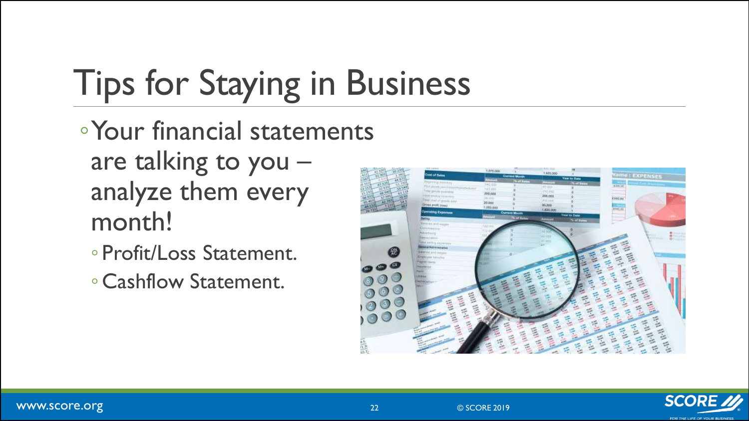# Tips for Staying in Business

- Your financial statements are talking to you – analyze them every month!
  - Profit/Loss Statement.
  - Cashflow Statement.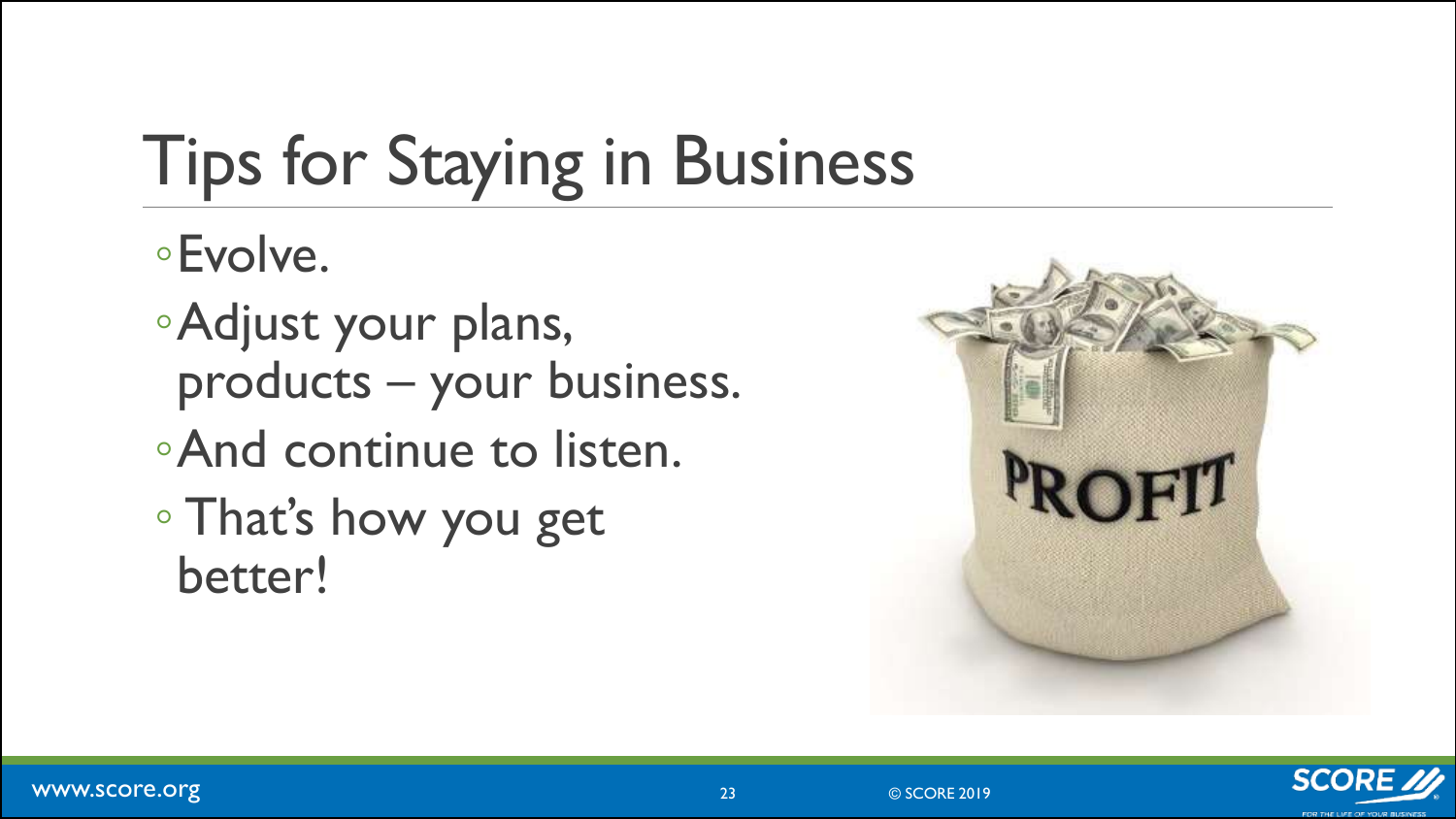# Tips for Staying in Business

- Evolve.
- Adjust your plans, products – your business.
- And continue to listen.
- That's how you get better!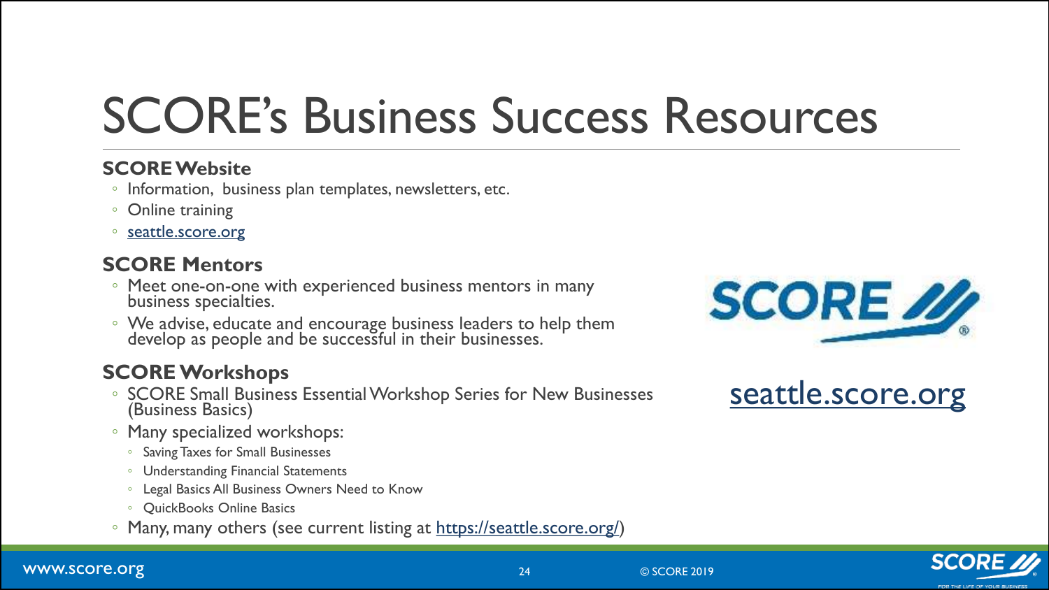# SCORE's Business Success Resources

### SCORE Website

- Information, business plan templates, newsletters, etc.
- Online training
- seattle.score.org

### SCORE Mentors

- Meet one-on-one with experienced business mentors in many business specialties.
- We advise, educate and encourage business leaders to help them develop as people and be successful in their businesses.

### SCORE Workshops

- SCORE Small Business Essential Workshop Series for New Businesses (Business Basics)
- Many specialized workshops:
  - Saving Taxes for Small Businesses
  - Understanding Financial Statements
  - Legal Basics All Business Owners Need to Know
  - QuickBooks Online Basics
- Many, many others (see current listing at https://seattle.score.org/)

SCORE

seattle.score.org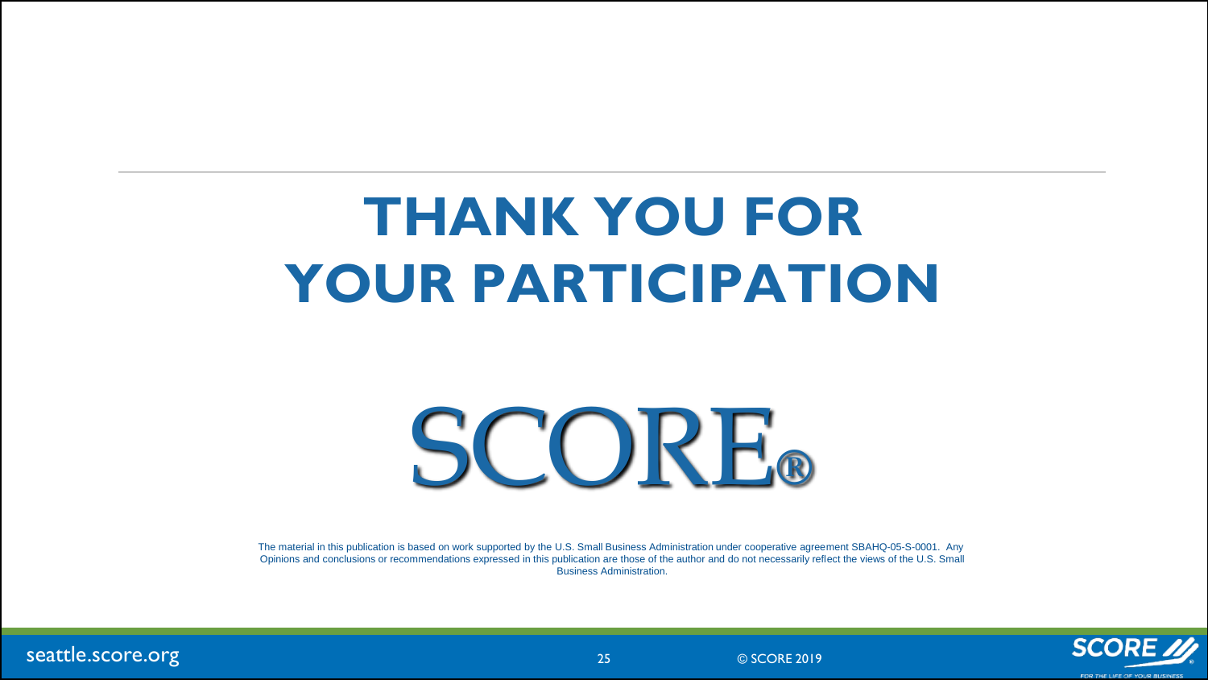# THANK YOU FOR YOUR PARTICIPATION

SCORE®

The material in this publication is based on work supported by the U.S. Small Business Administration under cooperative agreement SBAHQ-05-S-0001. Any Opinions and conclusions or recommendations expressed in this publication are those of the author and do not necessarily reflect the views of the U.S. Small Business Administration.